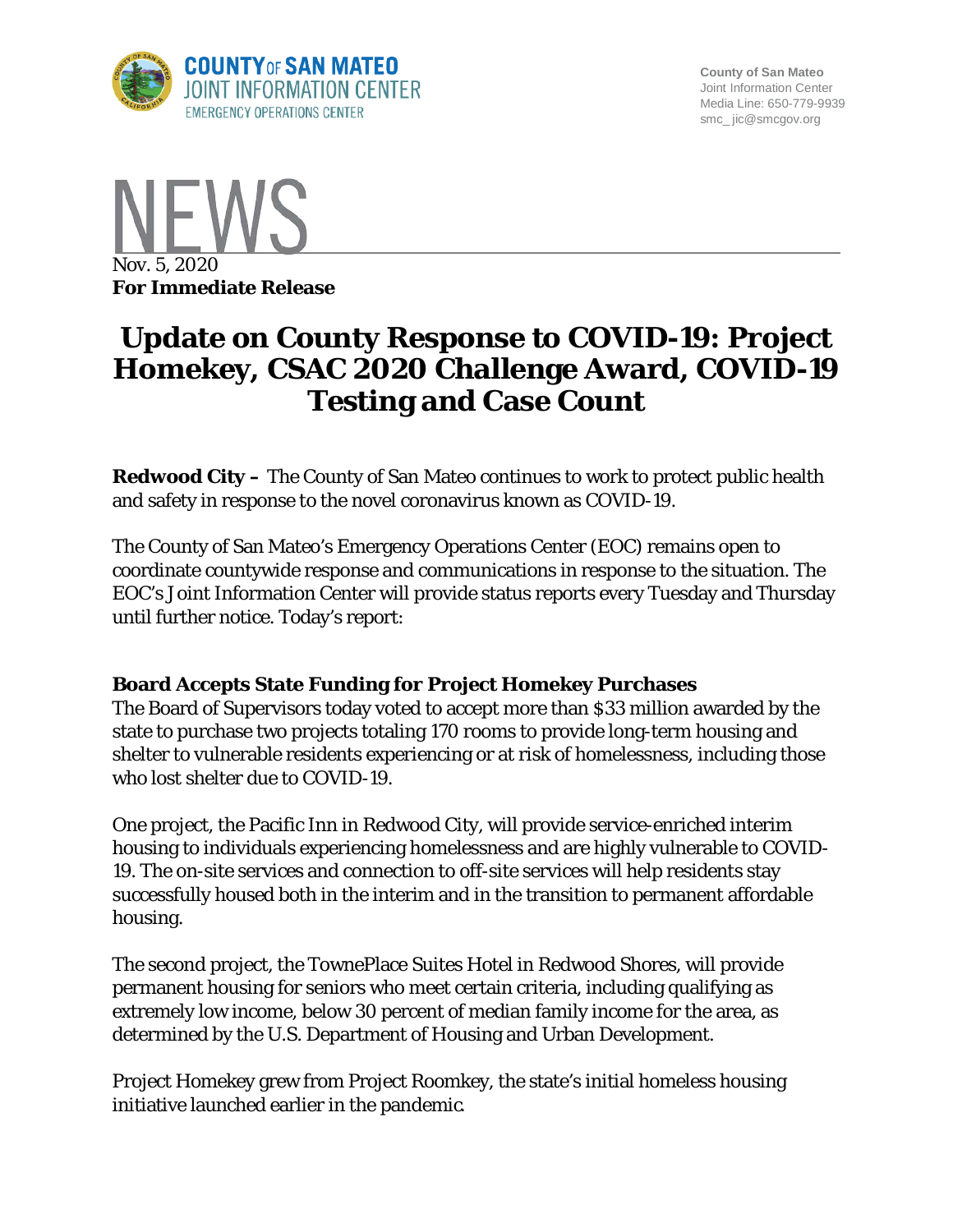County of San Mateo
Joint Information Center
Media Line: 650-779-9939
smc_ jic@smcgov.org

NEWS

Nov. 5, 2020
**For Immediate Release**

# Update on County Response to COVID-19: Project Homekey, CSAC 2020 Challenge Award, COVID-19 Testing and Case Count

**Redwood City –** The County of San Mateo continues to work to protect public health and safety in response to the novel coronavirus known as COVID-19.

The County of San Mateo's Emergency Operations Center (EOC) remains open to coordinate countywide response and communications in response to the situation. The EOC's Joint Information Center will provide status reports every Tuesday and Thursday until further notice. Today's report:

### Board Accepts State Funding for Project Homekey Purchases

The Board of Supervisors today voted to accept more than $33 million awarded by the state to purchase two projects totaling 170 rooms to provide long-term housing and shelter to vulnerable residents experiencing or at risk of homelessness, including those who lost shelter due to COVID-19.

One project, the Pacific Inn in Redwood City, will provide service-enriched interim housing to individuals experiencing homelessness and are highly vulnerable to COVID-19. The on-site services and connection to off-site services will help residents stay successfully housed both in the interim and in the transition to permanent affordable housing.

The second project, the TownePlace Suites Hotel in Redwood Shores, will provide permanent housing for seniors who meet certain criteria, including qualifying as extremely low income, below 30 percent of median family income for the area, as determined by the U.S. Department of Housing and Urban Development.

Project Homekey grew from Project Roomkey, the state's initial homeless housing initiative launched earlier in the pandemic.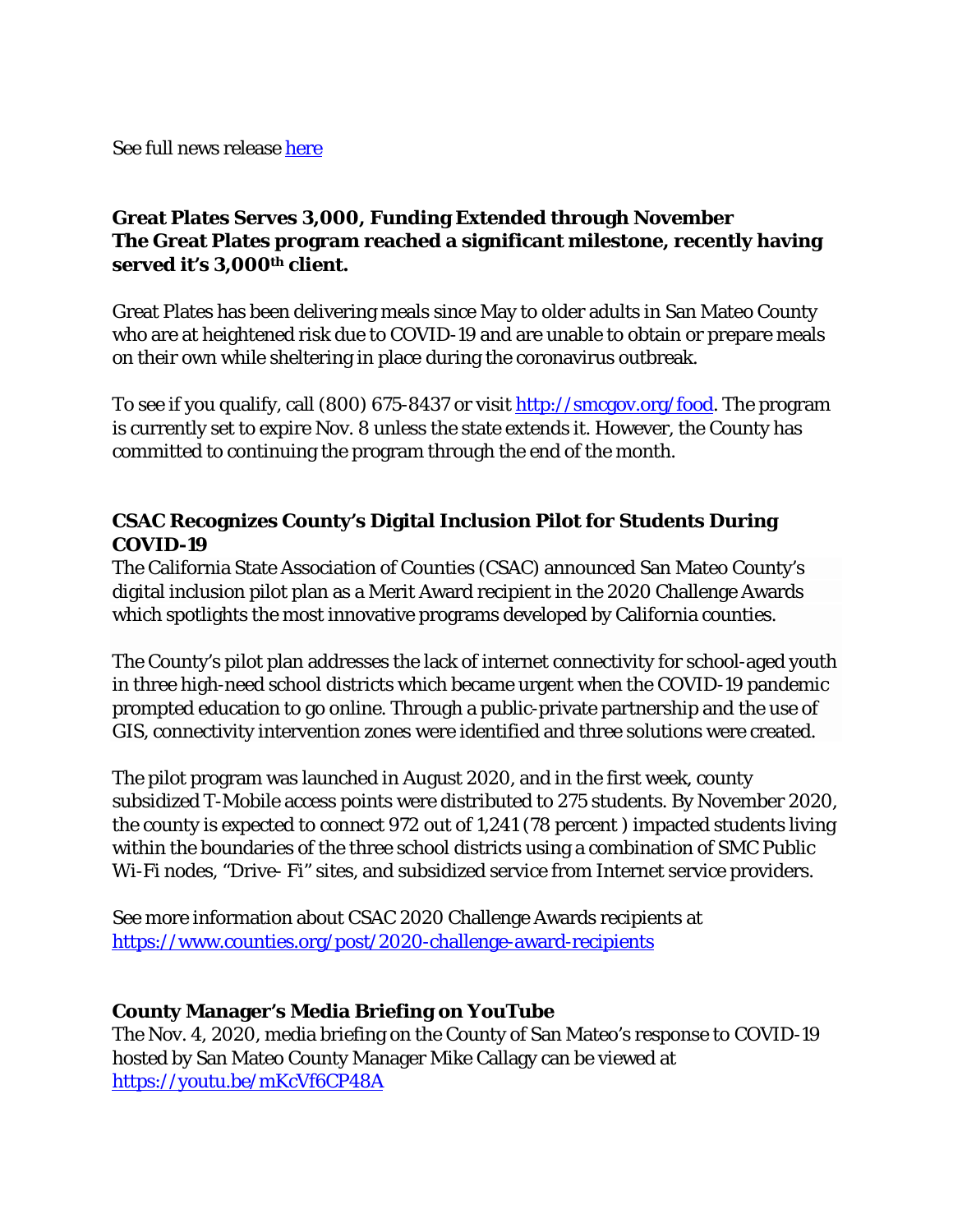See full news release [here](here)

### Great Plates Serves 3,000, Funding Extended through November

**The Great Plates program reached a significant milestone, recently having served it's 3,000th client.**

Great Plates has been delivering meals since May to older adults in San Mateo County who are at heightened risk due to COVID-19 and are unable to obtain or prepare meals on their own while sheltering in place during the coronavirus outbreak.

To see if you qualify, call (800) 675-8437 or visit [http://smcgov.org/food](http://smcgov.org/food). The program is currently set to expire Nov. 8 unless the state extends it. However, the County has committed to continuing the program through the end of the month.

### CSAC Recognizes County's Digital Inclusion Pilot for Students During COVID-19

The California State Association of Counties (CSAC) announced San Mateo County's digital inclusion pilot plan as a Merit Award recipient in the 2020 Challenge Awards which spotlights the most innovative programs developed by California counties.

The County's pilot plan addresses the lack of internet connectivity for school-aged youth in three high-need school districts which became urgent when the COVID-19 pandemic prompted education to go online. Through a public-private partnership and the use of GIS, connectivity intervention zones were identified and three solutions were created.

The pilot program was launched in August 2020, and in the first week, county subsidized T-Mobile access points were distributed to 275 students. By November 2020, the county is expected to connect 972 out of 1,241 (78 percent ) impacted students living within the boundaries of the three school districts using a combination of SMC Public Wi-Fi nodes, "Drive- Fi" sites, and subsidized service from Internet service providers.

See more information about CSAC 2020 Challenge Awards recipients at [https://www.counties.org/post/2020-challenge-award-recipients](https://www.counties.org/post/2020-challenge-award-recipients)

### County Manager's Media Briefing on YouTube

The Nov. 4, 2020, media briefing on the County of San Mateo's response to COVID-19 hosted by San Mateo County Manager Mike Callagy can be viewed at [https://youtu.be/mKcVf6CP48A](https://youtu.be/mKcVf6CP48A)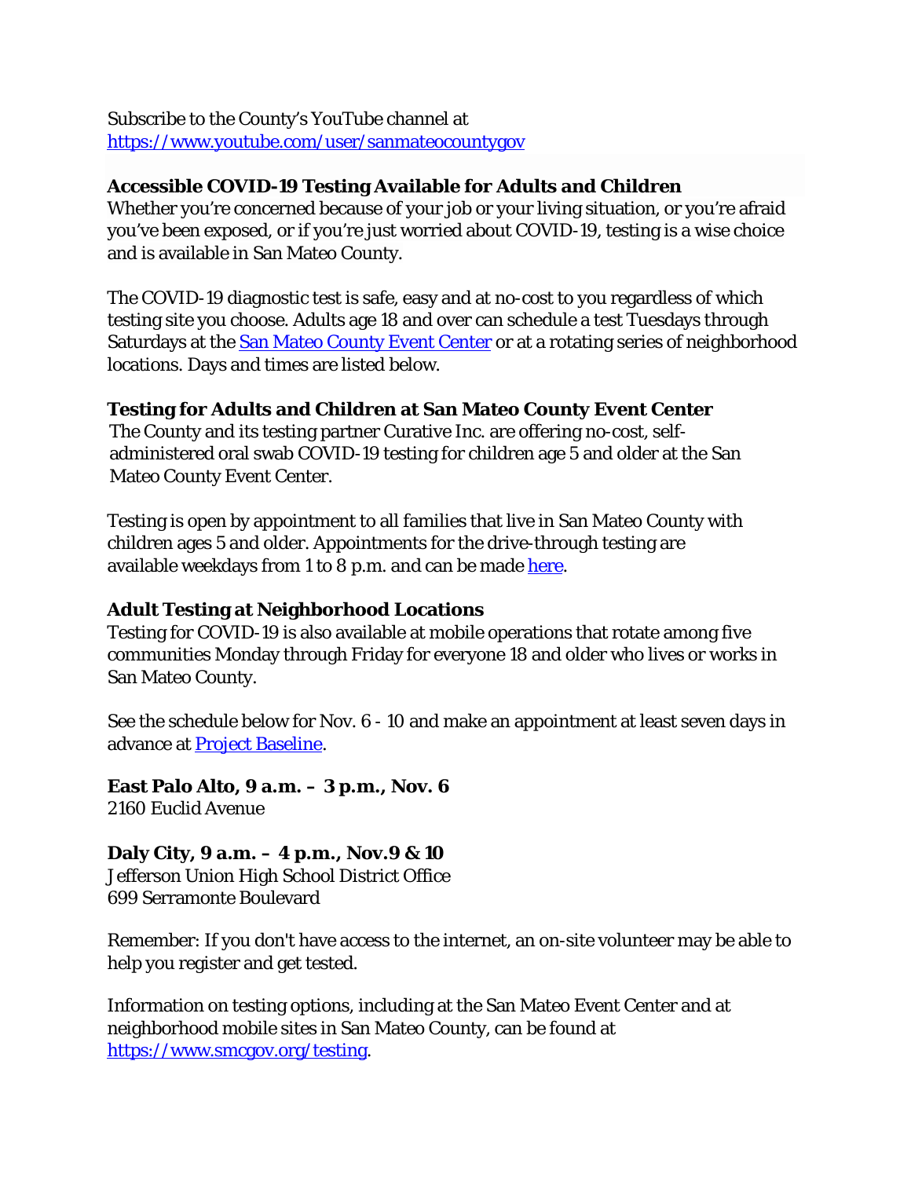Subscribe to the County's YouTube channel at
https://www.youtube.com/user/sanmateocountygov

**Accessible COVID-19 Testing Available for Adults and Children**

Whether you're concerned because of your job or your living situation, or you're afraid you've been exposed, or if you're just worried about COVID-19, testing is a wise choice and is available in San Mateo County.

The COVID-19 diagnostic test is safe, easy and at no-cost to you regardless of which testing site you choose. Adults age 18 and over can schedule a test Tuesdays through Saturdays at the San Mateo County Event Center or at a rotating series of neighborhood locations. Days and times are listed below.

**Testing for Adults and Children at San Mateo County Event Center**

The County and its testing partner Curative Inc. are offering no-cost, self-administered oral swab COVID-19 testing for children age 5 and older at the San Mateo County Event Center.

Testing is open by appointment to all families that live in San Mateo County with children ages 5 and older. Appointments for the drive-through testing are available weekdays from 1 to 8 p.m. and can be made here.

**Adult Testing at Neighborhood Locations**

Testing for COVID-19 is also available at mobile operations that rotate among five communities Monday through Friday for everyone 18 and older who lives or works in San Mateo County.

See the schedule below for Nov. 6 - 10 and make an appointment at least seven days in advance at Project Baseline.

**East Palo Alto, 9 a.m. – 3 p.m., Nov. 6**
2160 Euclid Avenue

**Daly City, 9 a.m. – 4 p.m., Nov.9 & 10**
Jefferson Union High School District Office
699 Serramonte Boulevard

Remember: If you don't have access to the internet, an on-site volunteer may be able to help you register and get tested.

Information on testing options, including at the San Mateo Event Center and at neighborhood mobile sites in San Mateo County, can be found at https://www.smcgov.org/testing.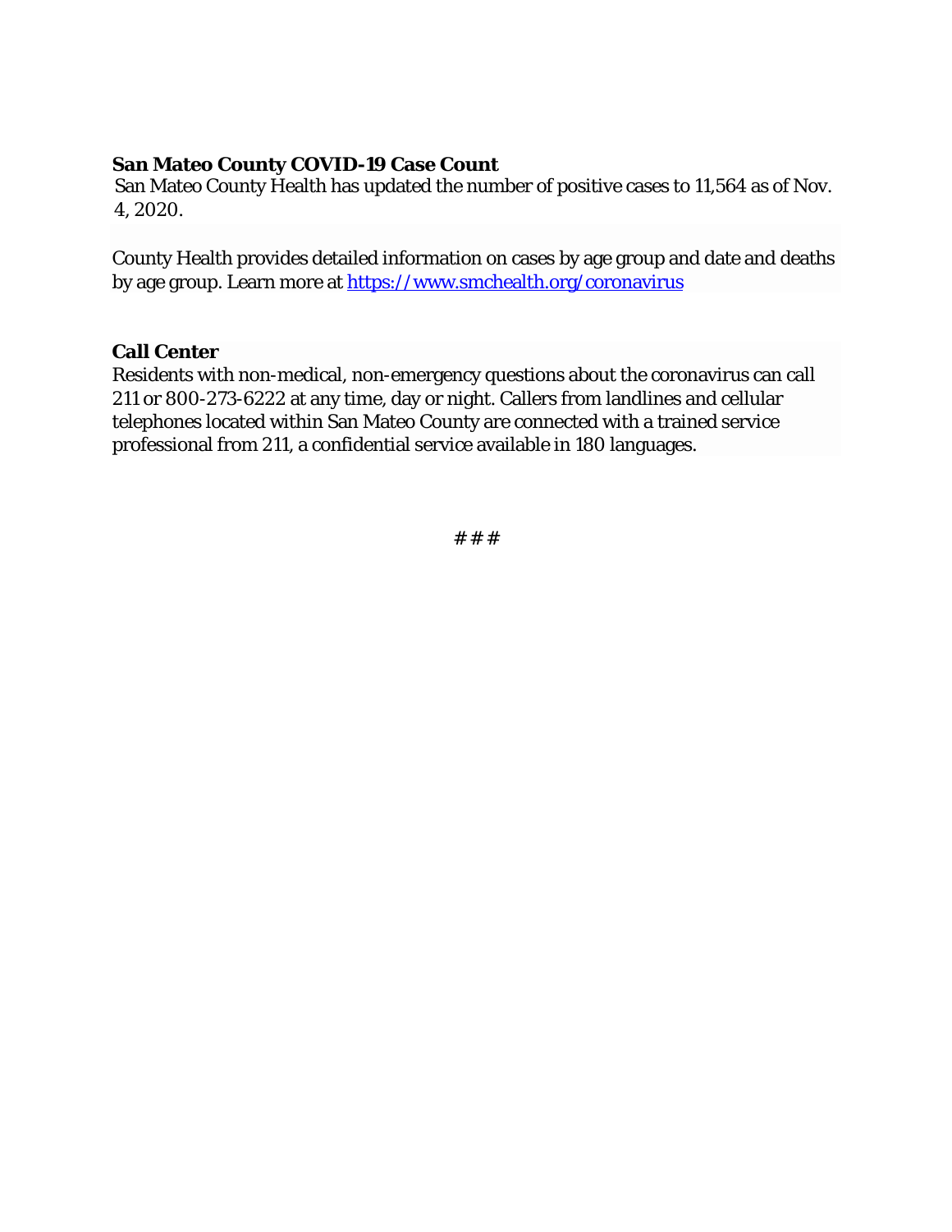**San Mateo County COVID-19 Case Count**

San Mateo County Health has updated the number of positive cases to 11,564 as of Nov. 4, 2020.

County Health provides detailed information on cases by age group and date and deaths by age group. Learn more at [https://www.smchealth.org/coronavirus](https://www.smchealth.org/coronavirus)

**Call Center**

Residents with non-medical, non-emergency questions about the coronavirus can call 211 or 800-273-6222 at any time, day or night. Callers from landlines and cellular telephones located within San Mateo County are connected with a trained service professional from 211, a confidential service available in 180 languages.

# # #